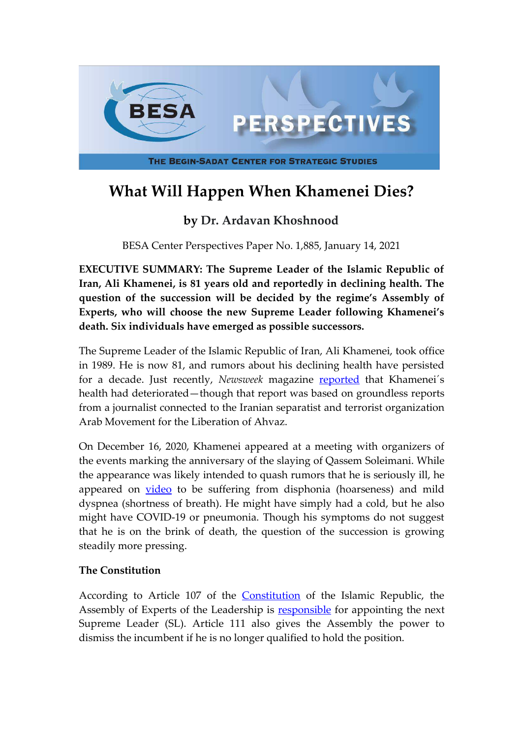# What Will Happen When Khamenei Dies?

### by Dr. Ardavan Khoshnood

BESA Center Perspectives Paper No. 1,885, January 14, 2021

**EXECUTIVE SUMMARY: The Supreme Leader of the Islamic Republic of Iran, Ali Khamenei, is 81 years old and reportedly in declining health. The question of the succession will be decided by the regime's Assembly of Experts, who will choose the new Supreme Leader following Khamenei's death. Six individuals have emerged as possible successors.**

The Supreme Leader of the Islamic Republic of Iran, Ali Khamenei, took office in 1989. He is now 81, and rumors about his declining health have persisted for a decade. Just recently, *Newsweek* magazine reported that Khamenei´s health had deteriorated—though that report was based on groundless reports from a journalist connected to the Iranian separatist and terrorist organization Arab Movement for the Liberation of Ahvaz.

On December 16, 2020, Khamenei appeared at a meeting with organizers of the events marking the anniversary of the slaying of Qassem Soleimani. While the appearance was likely intended to quash rumors that he is seriously ill, he appeared on video to be suffering from disphonia (hoarseness) and mild dyspnea (shortness of breath). He might have simply had a cold, but he also might have COVID-19 or pneumonia. Though his symptoms do not suggest that he is on the brink of death, the question of the succession is growing steadily more pressing.

### The Constitution

According to Article 107 of the Constitution of the Islamic Republic, the Assembly of Experts of the Leadership is responsible for appointing the next Supreme Leader (SL). Article 111 also gives the Assembly the power to dismiss the incumbent if he is no longer qualified to hold the position.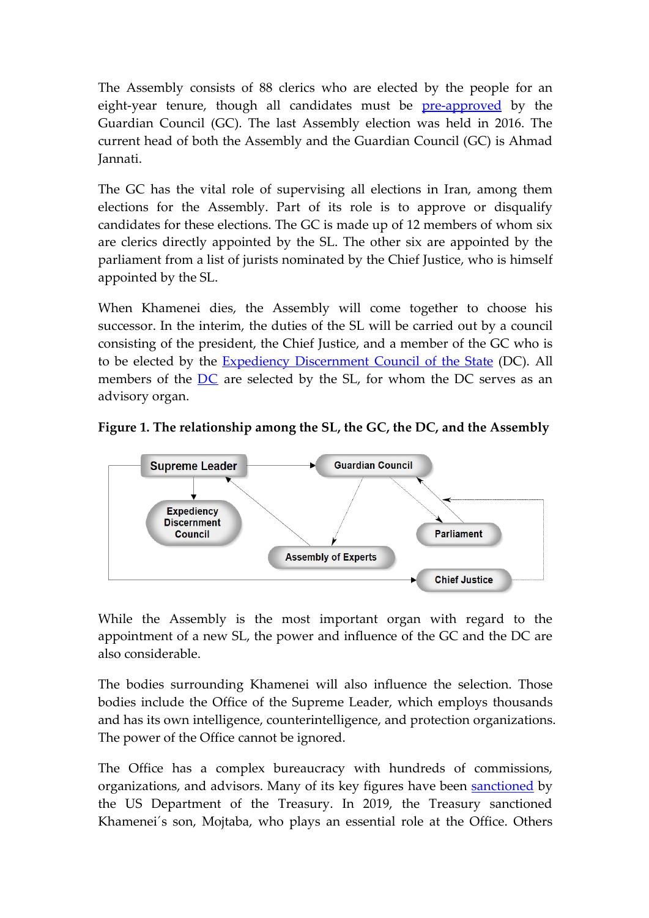The Assembly consists of 88 clerics who are elected by the people for an eight-year tenure, though all candidates must be pre-approved by the Guardian Council (GC). The last Assembly election was held in 2016. The current head of both the Assembly and the Guardian Council (GC) is Ahmad Jannati.

The GC has the vital role of supervising all elections in Iran, among them elections for the Assembly. Part of its role is to approve or disqualify candidates for these elections. The GC is made up of 12 members of whom six are clerics directly appointed by the SL. The other six are appointed by the parliament from a list of jurists nominated by the Chief Justice, who is himself appointed by the SL.

When Khamenei dies, the Assembly will come together to choose his successor. In the interim, the duties of the SL will be carried out by a council consisting of the president, the Chief Justice, and a member of the GC who is to be elected by the Expediency Discernment Council of the State (DC). All members of the DC are selected by the SL, for whom the DC serves as an advisory organ.

**Figure 1. The relationship among the SL, the GC, the DC, and the Assembly**

Supreme Leader

Guardian Council

Expediency Discernment Council

Parliament

Assembly of Experts

Chief Justice

While the Assembly is the most important organ with regard to the appointment of a new SL, the power and influence of the GC and the DC are also considerable.

The bodies surrounding Khamenei will also influence the selection. Those bodies include the Office of the Supreme Leader, which employs thousands and has its own intelligence, counterintelligence, and protection organizations. The power of the Office cannot be ignored.

The Office has a complex bureaucracy with hundreds of commissions, organizations, and advisors. Many of its key figures have been sanctioned by the US Department of the Treasury. In 2019, the Treasury sanctioned Khamenei´s son, Mojtaba, who plays an essential role at the Office. Others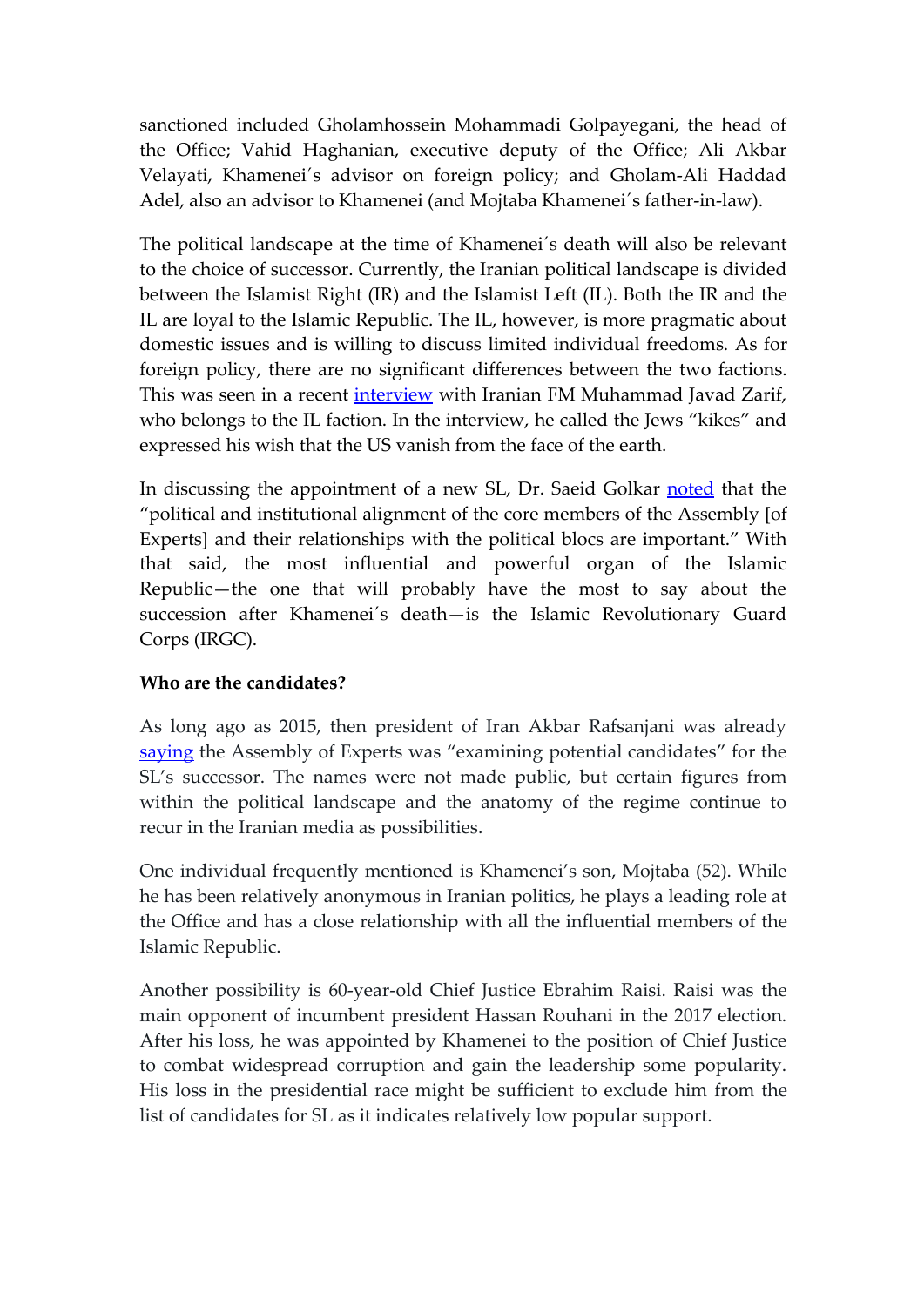sanctioned included Gholamhossein Mohammadi Golpayegani, the head of the Office; Vahid Haghanian, executive deputy of the Office; Ali Akbar Velayati, Khamenei´s advisor on foreign policy; and Gholam-Ali Haddad Adel, also an advisor to Khamenei (and Mojtaba Khamenei´s father-in-law).

The political landscape at the time of Khamenei´s death will also be relevant to the choice of successor. Currently, the Iranian political landscape is divided between the Islamist Right (IR) and the Islamist Left (IL). Both the IR and the IL are loyal to the Islamic Republic. The IL, however, is more pragmatic about domestic issues and is willing to discuss limited individual freedoms. As for foreign policy, there are no significant differences between the two factions. This was seen in a recent interview with Iranian FM Muhammad Javad Zarif, who belongs to the IL faction. In the interview, he called the Jews "kikes" and expressed his wish that the US vanish from the face of the earth.

In discussing the appointment of a new SL, Dr. Saeid Golkar noted that the "political and institutional alignment of the core members of the Assembly [of Experts] and their relationships with the political blocs are important." With that said, the most influential and powerful organ of the Islamic Republic—the one that will probably have the most to say about the succession after Khamenei´s death—is the Islamic Revolutionary Guard Corps (IRGC).

**Who are the candidates?**

As long ago as 2015, then president of Iran Akbar Rafsanjani was already saying the Assembly of Experts was "examining potential candidates" for the SL's successor. The names were not made public, but certain figures from within the political landscape and the anatomy of the regime continue to recur in the Iranian media as possibilities.

One individual frequently mentioned is Khamenei's son, Mojtaba (52). While he has been relatively anonymous in Iranian politics, he plays a leading role at the Office and has a close relationship with all the influential members of the Islamic Republic.

Another possibility is 60-year-old Chief Justice Ebrahim Raisi. Raisi was the main opponent of incumbent president Hassan Rouhani in the 2017 election. After his loss, he was appointed by Khamenei to the position of Chief Justice to combat widespread corruption and gain the leadership some popularity. His loss in the presidential race might be sufficient to exclude him from the list of candidates for SL as it indicates relatively low popular support.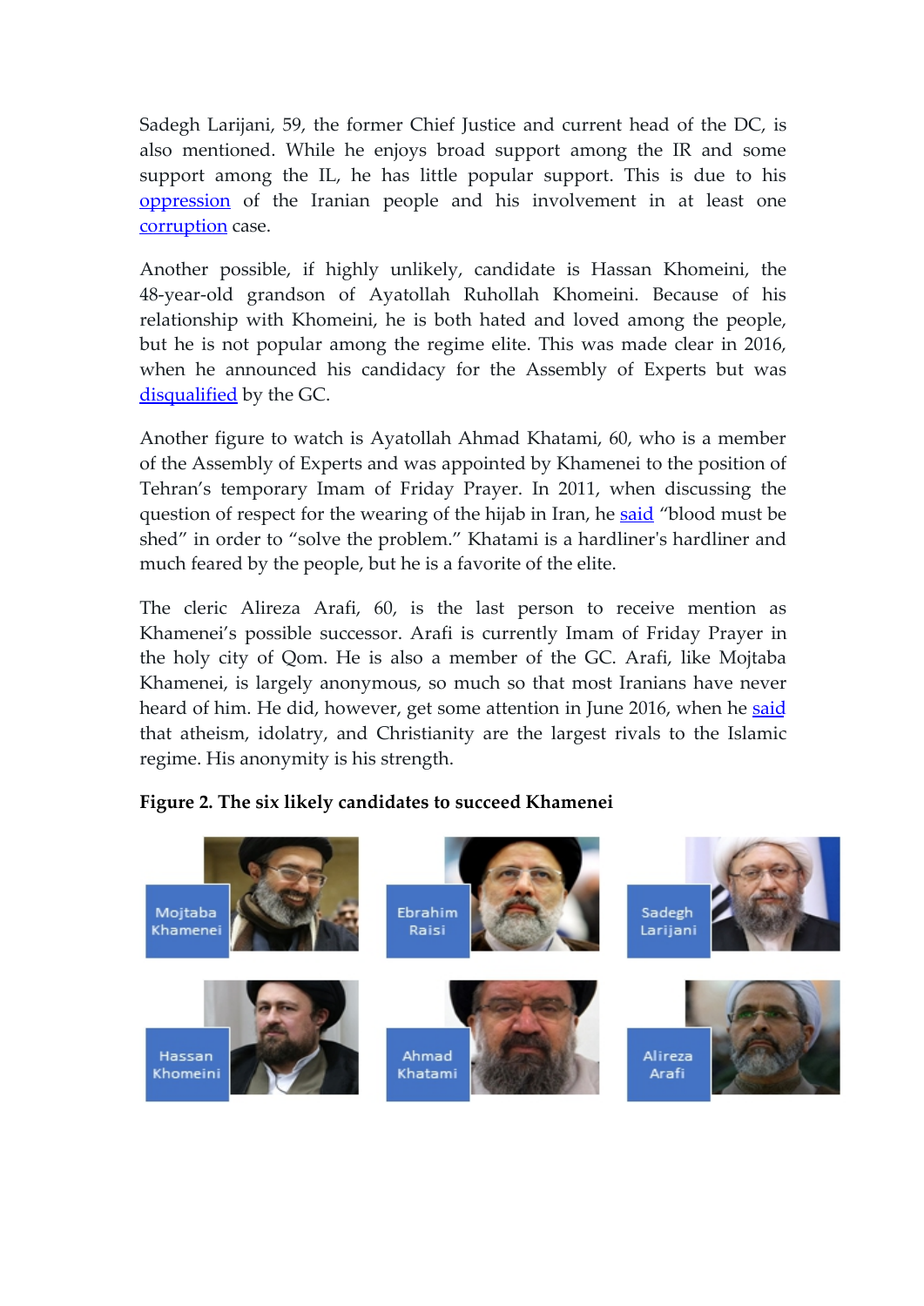Sadegh Larijani, 59, the former Chief Justice and current head of the DC, is also mentioned. While he enjoys broad support among the IR and some support among the IL, he has little popular support. This is due to his oppression of the Iranian people and his involvement in at least one corruption case.

Another possible, if highly unlikely, candidate is Hassan Khomeini, the 48-year-old grandson of Ayatollah Ruhollah Khomeini. Because of his relationship with Khomeini, he is both hated and loved among the people, but he is not popular among the regime elite. This was made clear in 2016, when he announced his candidacy for the Assembly of Experts but was disqualified by the GC.

Another figure to watch is Ayatollah Ahmad Khatami, 60, who is a member of the Assembly of Experts and was appointed by Khamenei to the position of Tehran's temporary Imam of Friday Prayer. In 2011, when discussing the question of respect for the wearing of the hijab in Iran, he said "blood must be shed" in order to "solve the problem." Khatami is a hardliner's hardliner and much feared by the people, but he is a favorite of the elite.

The cleric Alireza Arafi, 60, is the last person to receive mention as Khamenei's possible successor. Arafi is currently Imam of Friday Prayer in the holy city of Qom. He is also a member of the GC. Arafi, like Mojtaba Khamenei, is largely anonymous, so much so that most Iranians have never heard of him. He did, however, get some attention in June 2016, when he said that atheism, idolatry, and Christianity are the largest rivals to the Islamic regime. His anonymity is his strength.

**Figure 2. The six likely candidates to succeed Khamenei**

Mojtaba Khamenei | Ebrahim Raisi | Sadegh Larijani

Hassan Khomeini | Ahmad Khatami | Alireza Arafi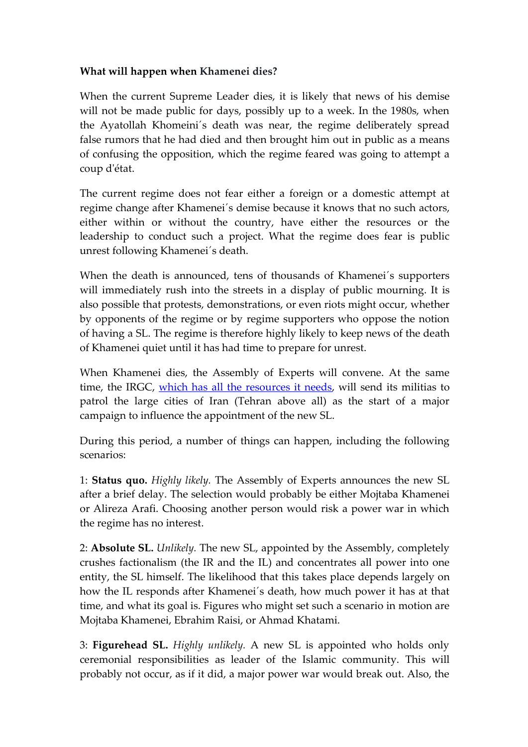**What will happen when Khamenei dies?**

When the current Supreme Leader dies, it is likely that news of his demise will not be made public for days, possibly up to a week. In the 1980s, when the Ayatollah Khomeini´s death was near, the regime deliberately spread false rumors that he had died and then brought him out in public as a means of confusing the opposition, which the regime feared was going to attempt a coup d'état.

The current regime does not fear either a foreign or a domestic attempt at regime change after Khamenei´s demise because it knows that no such actors, either within or without the country, have either the resources or the leadership to conduct such a project. What the regime does fear is public unrest following Khamenei´s death.

When the death is announced, tens of thousands of Khamenei´s supporters will immediately rush into the streets in a display of public mourning. It is also possible that protests, demonstrations, or even riots might occur, whether by opponents of the regime or by regime supporters who oppose the notion of having a SL. The regime is therefore highly likely to keep news of the death of Khamenei quiet until it has had time to prepare for unrest.

When Khamenei dies, the Assembly of Experts will convene. At the same time, the IRGC, which has all the resources it needs, will send its militias to patrol the large cities of Iran (Tehran above all) as the start of a major campaign to influence the appointment of the new SL.

During this period, a number of things can happen, including the following scenarios:

1: **Status quo.** *Highly likely.* The Assembly of Experts announces the new SL after a brief delay. The selection would probably be either Mojtaba Khamenei or Alireza Arafi. Choosing another person would risk a power war in which the regime has no interest.

2: **Absolute SL.** *Unlikely.* The new SL, appointed by the Assembly, completely crushes factionalism (the IR and the IL) and concentrates all power into one entity, the SL himself. The likelihood that this takes place depends largely on how the IL responds after Khamenei´s death, how much power it has at that time, and what its goal is. Figures who might set such a scenario in motion are Mojtaba Khamenei, Ebrahim Raisi, or Ahmad Khatami.

3: **Figurehead SL.** *Highly unlikely.* A new SL is appointed who holds only ceremonial responsibilities as leader of the Islamic community. This will probably not occur, as if it did, a major power war would break out. Also, the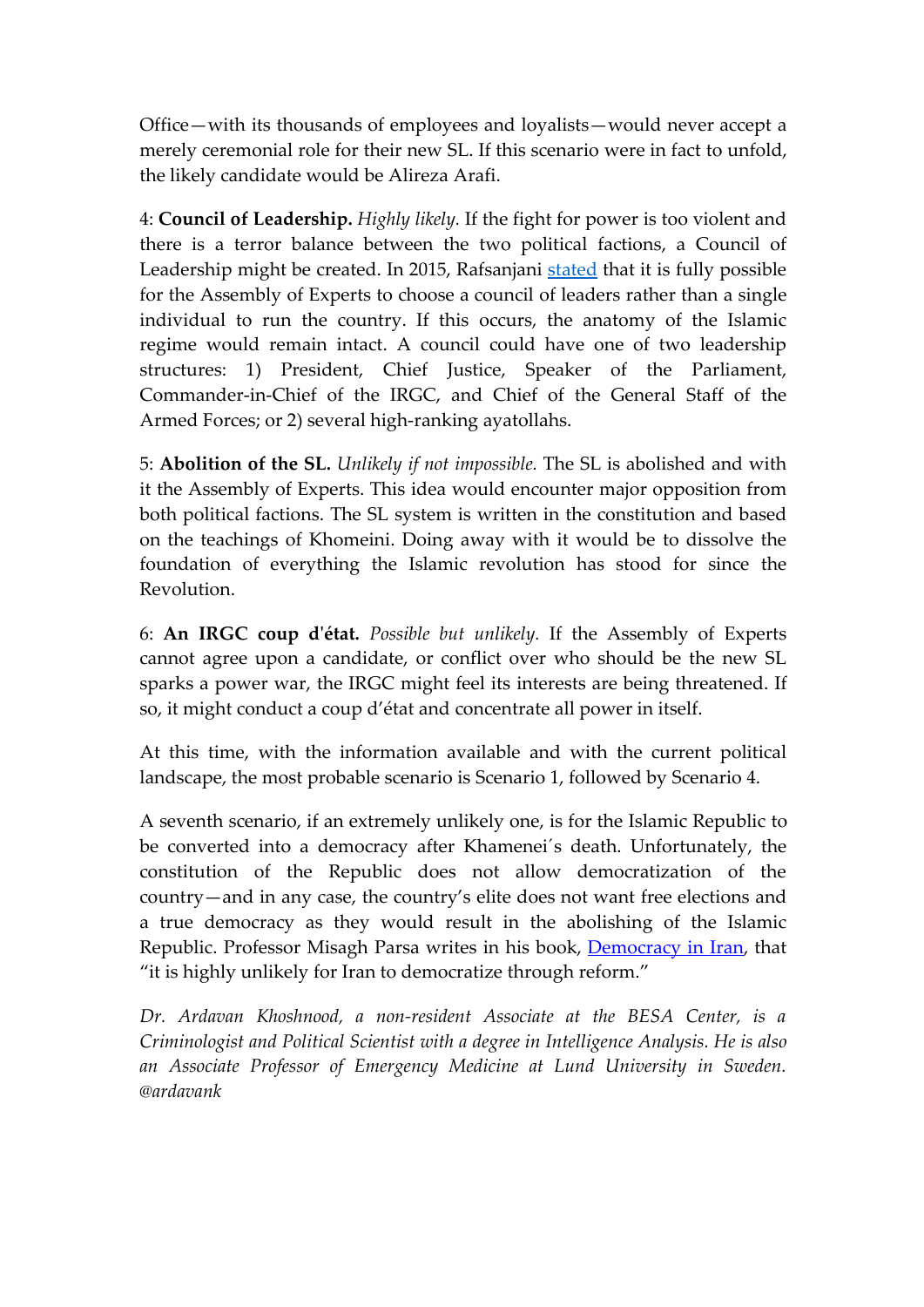Office—with its thousands of employees and loyalists—would never accept a merely ceremonial role for their new SL. If this scenario were in fact to unfold, the likely candidate would be Alireza Arafi.

4: **Council of Leadership.** *Highly likely.* If the fight for power is too violent and there is a terror balance between the two political factions, a Council of Leadership might be created. In 2015, Rafsanjani stated that it is fully possible for the Assembly of Experts to choose a council of leaders rather than a single individual to run the country. If this occurs, the anatomy of the Islamic regime would remain intact. A council could have one of two leadership structures: 1) President, Chief Justice, Speaker of the Parliament, Commander-in-Chief of the IRGC, and Chief of the General Staff of the Armed Forces; or 2) several high-ranking ayatollahs.

5: **Abolition of the SL.** *Unlikely if not impossible.* The SL is abolished and with it the Assembly of Experts. This idea would encounter major opposition from both political factions. The SL system is written in the constitution and based on the teachings of Khomeini. Doing away with it would be to dissolve the foundation of everything the Islamic revolution has stood for since the Revolution.

6: **An IRGC coup d'état.** *Possible but unlikely.* If the Assembly of Experts cannot agree upon a candidate, or conflict over who should be the new SL sparks a power war, the IRGC might feel its interests are being threatened. If so, it might conduct a coup d'état and concentrate all power in itself.

At this time, with the information available and with the current political landscape, the most probable scenario is Scenario 1, followed by Scenario 4.

A seventh scenario, if an extremely unlikely one, is for the Islamic Republic to be converted into a democracy after Khamenei´s death. Unfortunately, the constitution of the Republic does not allow democratization of the country—and in any case, the country's elite does not want free elections and a true democracy as they would result in the abolishing of the Islamic Republic. Professor Misagh Parsa writes in his book, Democracy in Iran, that "it is highly unlikely for Iran to democratize through reform."

*Dr. Ardavan Khoshnood, a non-resident Associate at the BESA Center, is a Criminologist and Political Scientist with a degree in Intelligence Analysis. He is also an Associate Professor of Emergency Medicine at Lund University in Sweden. @ardavank*